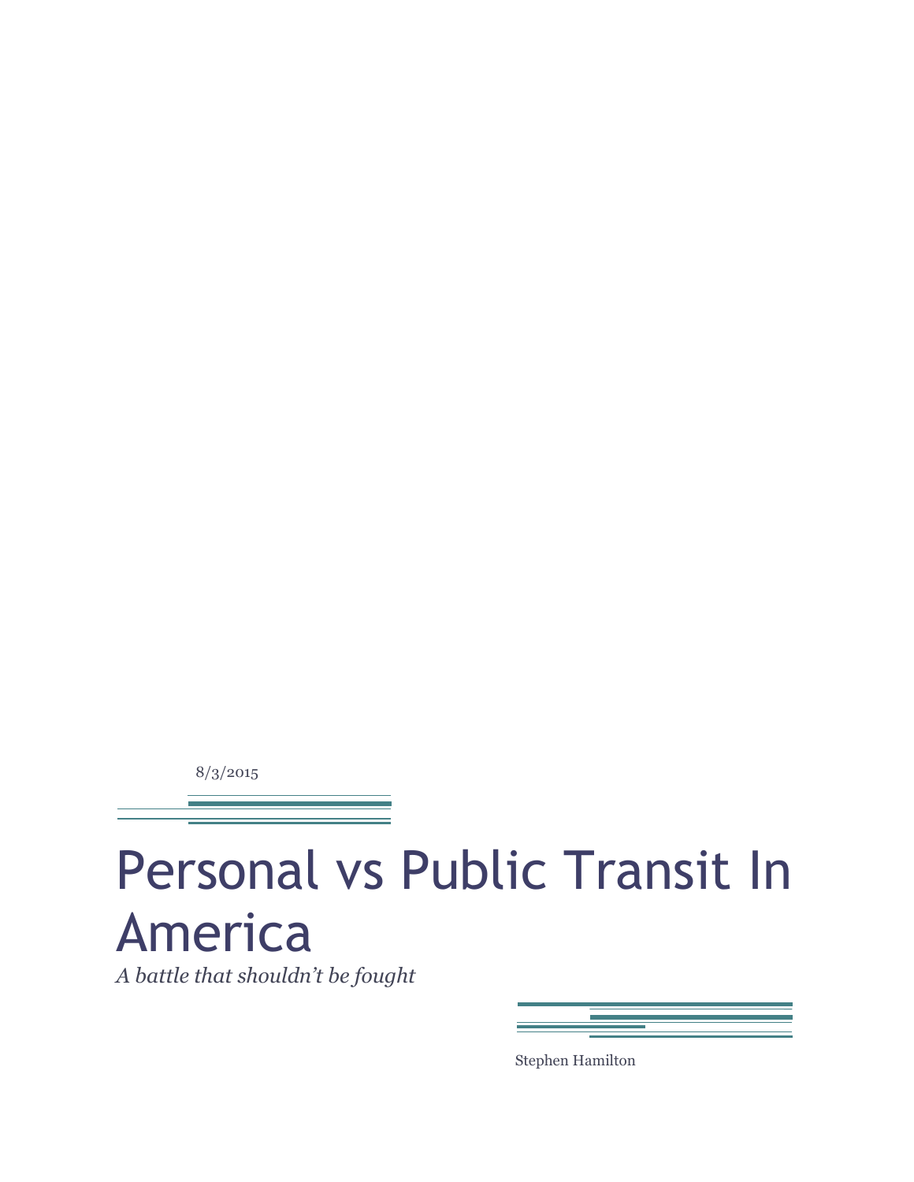8/3/2015

# Personal vs Public Transit In America

*A battle that shouldn't be fought*

Stephen Hamilton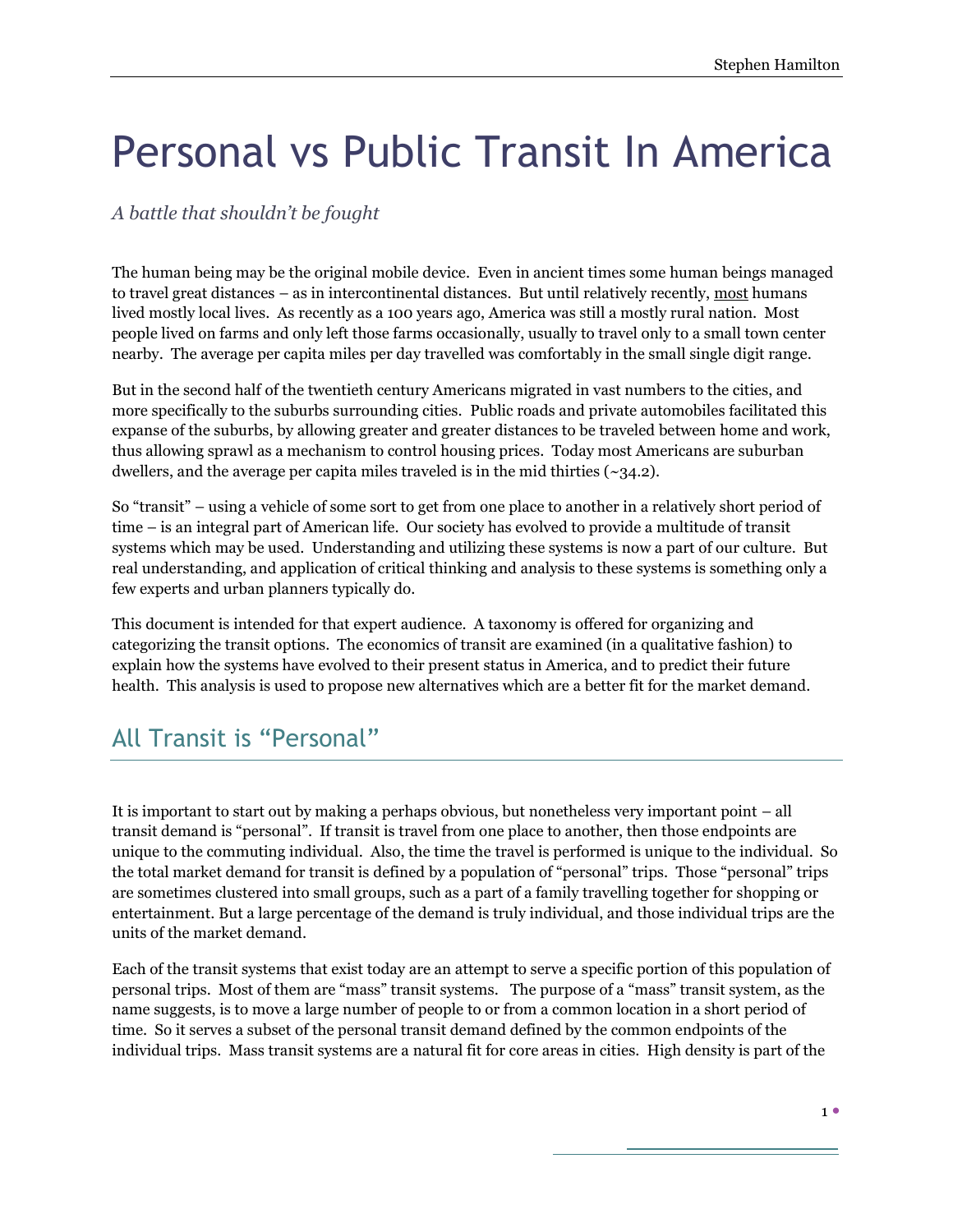# Personal vs Public Transit In America

*A battle that shouldn't be fought*

The human being may be the original mobile device. Even in ancient times some human beings managed to travel great distances – as in intercontinental distances. But until relatively recently, most humans lived mostly local lives. As recently as a 100 years ago, America was still a mostly rural nation. Most people lived on farms and only left those farms occasionally, usually to travel only to a small town center nearby. The average per capita miles per day travelled was comfortably in the small single digit range.

But in the second half of the twentieth century Americans migrated in vast numbers to the cities, and more specifically to the suburbs surrounding cities. Public roads and private automobiles facilitated this expanse of the suburbs, by allowing greater and greater distances to be traveled between home and work, thus allowing sprawl as a mechanism to control housing prices. Today most Americans are suburban dwellers, and the average per capita miles traveled is in the mid thirties (~34.2).

So "transit" – using a vehicle of some sort to get from one place to another in a relatively short period of time – is an integral part of American life. Our society has evolved to provide a multitude of transit systems which may be used. Understanding and utilizing these systems is now a part of our culture. But real understanding, and application of critical thinking and analysis to these systems is something only a few experts and urban planners typically do.

This document is intended for that expert audience. A taxonomy is offered for organizing and categorizing the transit options. The economics of transit are examined (in a qualitative fashion) to explain how the systems have evolved to their present status in America, and to predict their future health. This analysis is used to propose new alternatives which are a better fit for the market demand.

## All Transit is "Personal"

It is important to start out by making a perhaps obvious, but nonetheless very important point – all transit demand is "personal". If transit is travel from one place to another, then those endpoints are unique to the commuting individual. Also, the time the travel is performed is unique to the individual. So the total market demand for transit is defined by a population of "personal" trips. Those "personal" trips are sometimes clustered into small groups, such as a part of a family travelling together for shopping or entertainment. But a large percentage of the demand is truly individual, and those individual trips are the units of the market demand.

Each of the transit systems that exist today are an attempt to serve a specific portion of this population of personal trips. Most of them are "mass" transit systems. The purpose of a "mass" transit system, as the name suggests, is to move a large number of people to or from a common location in a short period of time. So it serves a subset of the personal transit demand defined by the common endpoints of the individual trips. Mass transit systems are a natural fit for core areas in cities. High density is part of the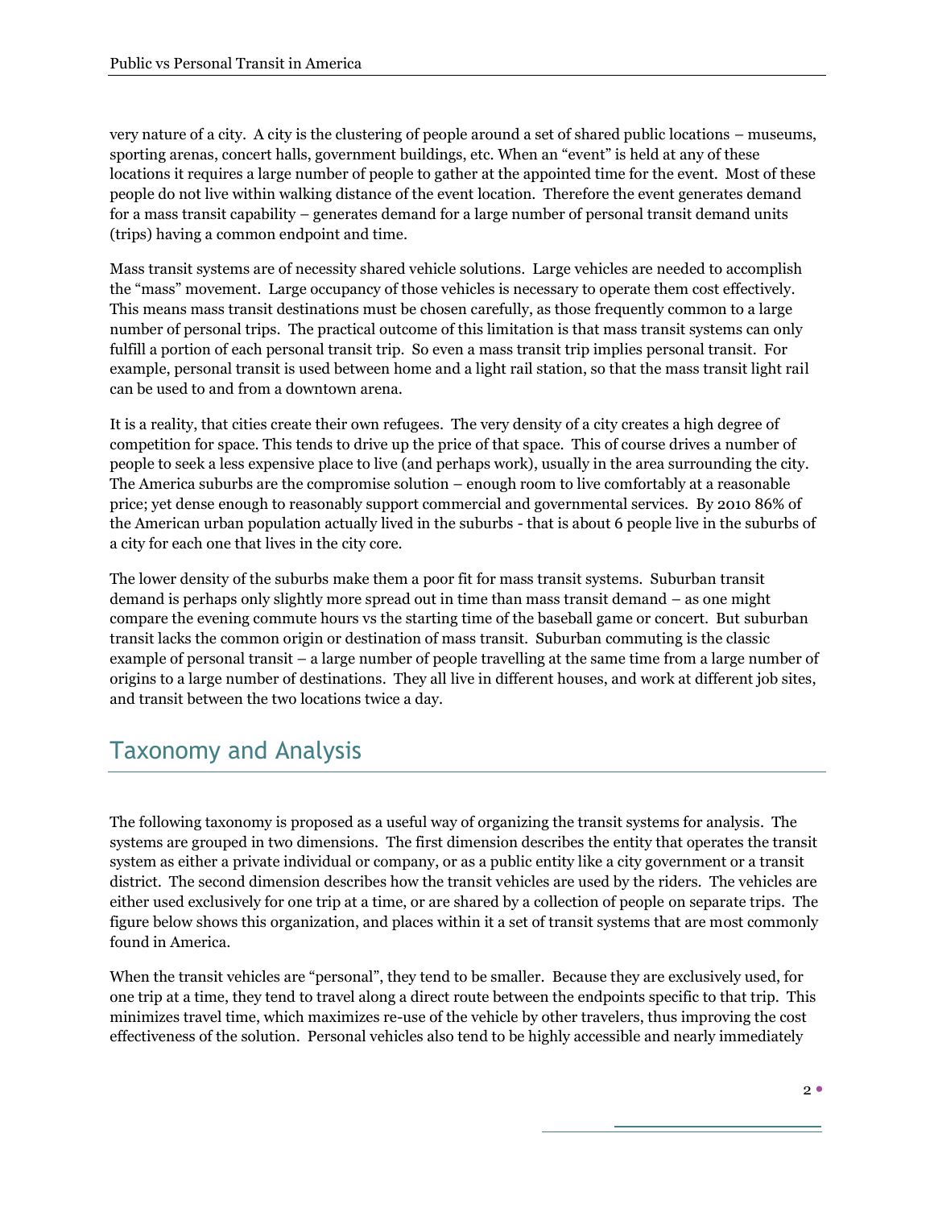very nature of a city. A city is the clustering of people around a set of shared public locations – museums, sporting arenas, concert halls, government buildings, etc. When an "event" is held at any of these locations it requires a large number of people to gather at the appointed time for the event. Most of these people do not live within walking distance of the event location. Therefore the event generates demand for a mass transit capability – generates demand for a large number of personal transit demand units (trips) having a common endpoint and time.

Mass transit systems are of necessity shared vehicle solutions. Large vehicles are needed to accomplish the "mass" movement. Large occupancy of those vehicles is necessary to operate them cost effectively. This means mass transit destinations must be chosen carefully, as those frequently common to a large number of personal trips. The practical outcome of this limitation is that mass transit systems can only fulfill a portion of each personal transit trip. So even a mass transit trip implies personal transit. For example, personal transit is used between home and a light rail station, so that the mass transit light rail can be used to and from a downtown arena.

It is a reality, that cities create their own refugees. The very density of a city creates a high degree of competition for space. This tends to drive up the price of that space. This of course drives a number of people to seek a less expensive place to live (and perhaps work), usually in the area surrounding the city. The America suburbs are the compromise solution – enough room to live comfortably at a reasonable price; yet dense enough to reasonably support commercial and governmental services. By 2010 86% of the American urban population actually lived in the suburbs - that is about 6 people live in the suburbs of a city for each one that lives in the city core.

The lower density of the suburbs make them a poor fit for mass transit systems. Suburban transit demand is perhaps only slightly more spread out in time than mass transit demand – as one might compare the evening commute hours vs the starting time of the baseball game or concert. But suburban transit lacks the common origin or destination of mass transit. Suburban commuting is the classic example of personal transit – a large number of people travelling at the same time from a large number of origins to a large number of destinations. They all live in different houses, and work at different job sites, and transit between the two locations twice a day.

## Taxonomy and Analysis

The following taxonomy is proposed as a useful way of organizing the transit systems for analysis. The systems are grouped in two dimensions. The first dimension describes the entity that operates the transit system as either a private individual or company, or as a public entity like a city government or a transit district. The second dimension describes how the transit vehicles are used by the riders. The vehicles are either used exclusively for one trip at a time, or are shared by a collection of people on separate trips. The figure below shows this organization, and places within it a set of transit systems that are most commonly found in America.

When the transit vehicles are "personal", they tend to be smaller. Because they are exclusively used, for one trip at a time, they tend to travel along a direct route between the endpoints specific to that trip. This minimizes travel time, which maximizes re-use of the vehicle by other travelers, thus improving the cost effectiveness of the solution. Personal vehicles also tend to be highly accessible and nearly immediately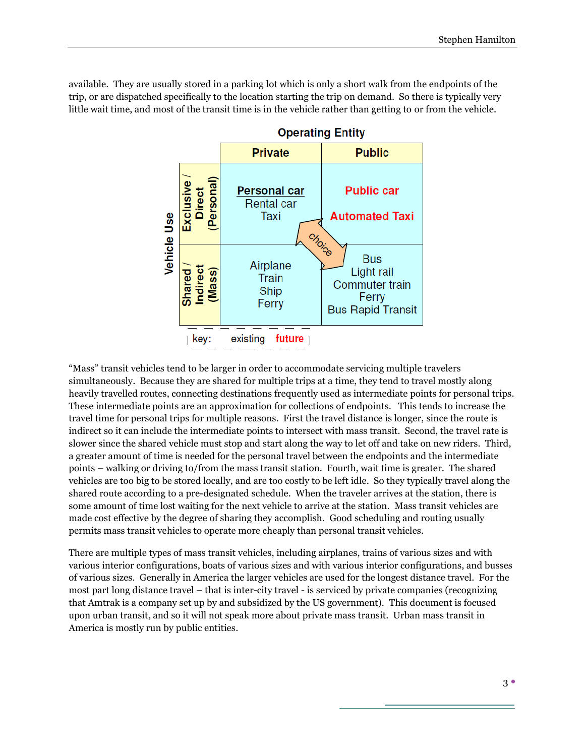available. They are usually stored in a parking lot which is only a short walk from the endpoints of the trip, or are dispatched specifically to the location starting the trip on demand. So there is typically very little wait time, and most of the transit time is in the vehicle rather than getting to or from the vehicle.

**Operating Entity**

| Vehicle Use | Private | Public |
|---|---|---|
| Exclusive / Direct (Personal) | **Personal car**<br>Rental car<br>Taxi | **Public car**<br>**Automated Taxi** |
| Shared / Indirect (Mass) | Airplane<br>Train<br>Ship<br>Ferry | Bus<br>Light rail<br>Commuter train<br>Ferry<br>Bus Rapid Transit |

choice

key: existing **future**

"Mass" transit vehicles tend to be larger in order to accommodate servicing multiple travelers simultaneously. Because they are shared for multiple trips at a time, they tend to travel mostly along heavily travelled routes, connecting destinations frequently used as intermediate points for personal trips. These intermediate points are an approximation for collections of endpoints. This tends to increase the travel time for personal trips for multiple reasons. First the travel distance is longer, since the route is indirect so it can include the intermediate points to intersect with mass transit. Second, the travel rate is slower since the shared vehicle must stop and start along the way to let off and take on new riders. Third, a greater amount of time is needed for the personal travel between the endpoints and the intermediate points – walking or driving to/from the mass transit station. Fourth, wait time is greater. The shared vehicles are too big to be stored locally, and are too costly to be left idle. So they typically travel along the shared route according to a pre-designated schedule. When the traveler arrives at the station, there is some amount of time lost waiting for the next vehicle to arrive at the station. Mass transit vehicles are made cost effective by the degree of sharing they accomplish. Good scheduling and routing usually permits mass transit vehicles to operate more cheaply than personal transit vehicles.

There are multiple types of mass transit vehicles, including airplanes, trains of various sizes and with various interior configurations, boats of various sizes and with various interior configurations, and busses of various sizes. Generally in America the larger vehicles are used for the longest distance travel. For the most part long distance travel – that is inter-city travel - is serviced by private companies (recognizing that Amtrak is a company set up by and subsidized by the US government). This document is focused upon urban transit, and so it will not speak more about private mass transit. Urban mass transit in America is mostly run by public entities.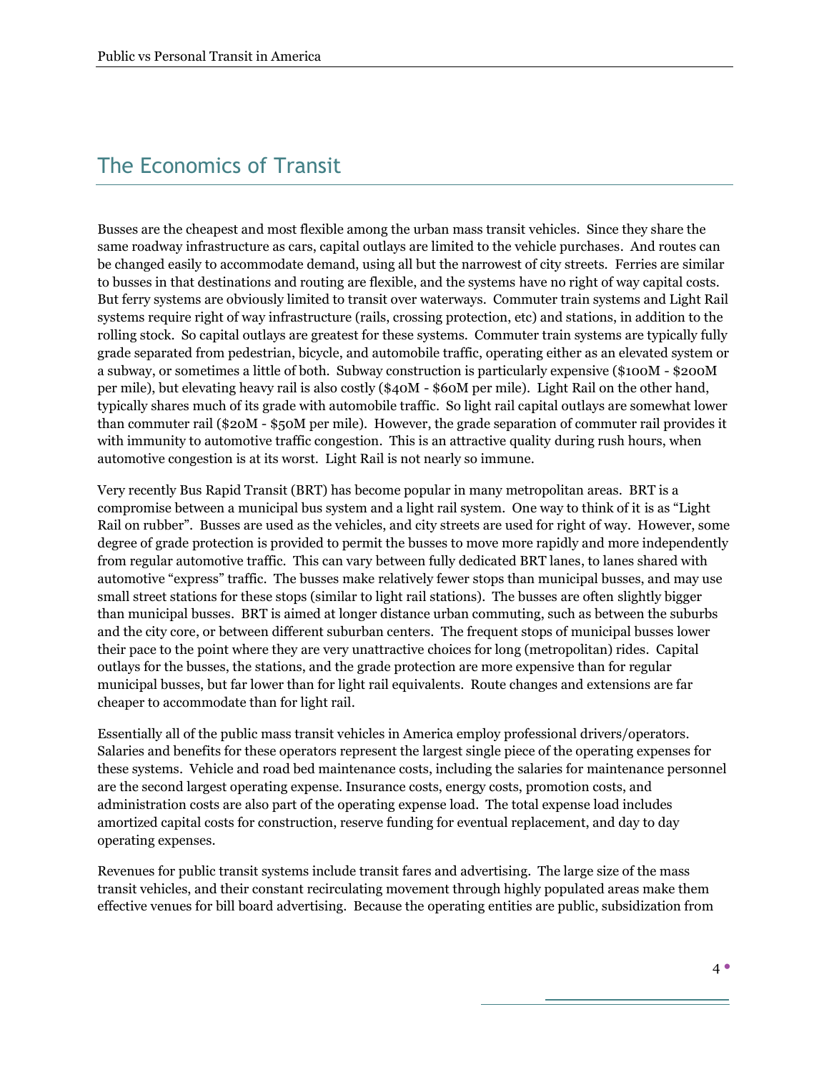## The Economics of Transit

Busses are the cheapest and most flexible among the urban mass transit vehicles. Since they share the same roadway infrastructure as cars, capital outlays are limited to the vehicle purchases. And routes can be changed easily to accommodate demand, using all but the narrowest of city streets. Ferries are similar to busses in that destinations and routing are flexible, and the systems have no right of way capital costs. But ferry systems are obviously limited to transit over waterways. Commuter train systems and Light Rail systems require right of way infrastructure (rails, crossing protection, etc) and stations, in addition to the rolling stock. So capital outlays are greatest for these systems. Commuter train systems are typically fully grade separated from pedestrian, bicycle, and automobile traffic, operating either as an elevated system or a subway, or sometimes a little of both. Subway construction is particularly expensive ($100M - $200M per mile), but elevating heavy rail is also costly ($40M - $60M per mile). Light Rail on the other hand, typically shares much of its grade with automobile traffic. So light rail capital outlays are somewhat lower than commuter rail ($20M - $50M per mile). However, the grade separation of commuter rail provides it with immunity to automotive traffic congestion. This is an attractive quality during rush hours, when automotive congestion is at its worst. Light Rail is not nearly so immune.

Very recently Bus Rapid Transit (BRT) has become popular in many metropolitan areas. BRT is a compromise between a municipal bus system and a light rail system. One way to think of it is as "Light Rail on rubber". Busses are used as the vehicles, and city streets are used for right of way. However, some degree of grade protection is provided to permit the busses to move more rapidly and more independently from regular automotive traffic. This can vary between fully dedicated BRT lanes, to lanes shared with automotive "express" traffic. The busses make relatively fewer stops than municipal busses, and may use small street stations for these stops (similar to light rail stations). The busses are often slightly bigger than municipal busses. BRT is aimed at longer distance urban commuting, such as between the suburbs and the city core, or between different suburban centers. The frequent stops of municipal busses lower their pace to the point where they are very unattractive choices for long (metropolitan) rides. Capital outlays for the busses, the stations, and the grade protection are more expensive than for regular municipal busses, but far lower than for light rail equivalents. Route changes and extensions are far cheaper to accommodate than for light rail.

Essentially all of the public mass transit vehicles in America employ professional drivers/operators. Salaries and benefits for these operators represent the largest single piece of the operating expenses for these systems. Vehicle and road bed maintenance costs, including the salaries for maintenance personnel are the second largest operating expense. Insurance costs, energy costs, promotion costs, and administration costs are also part of the operating expense load. The total expense load includes amortized capital costs for construction, reserve funding for eventual replacement, and day to day operating expenses.

Revenues for public transit systems include transit fares and advertising. The large size of the mass transit vehicles, and their constant recirculating movement through highly populated areas make them effective venues for bill board advertising. Because the operating entities are public, subsidization from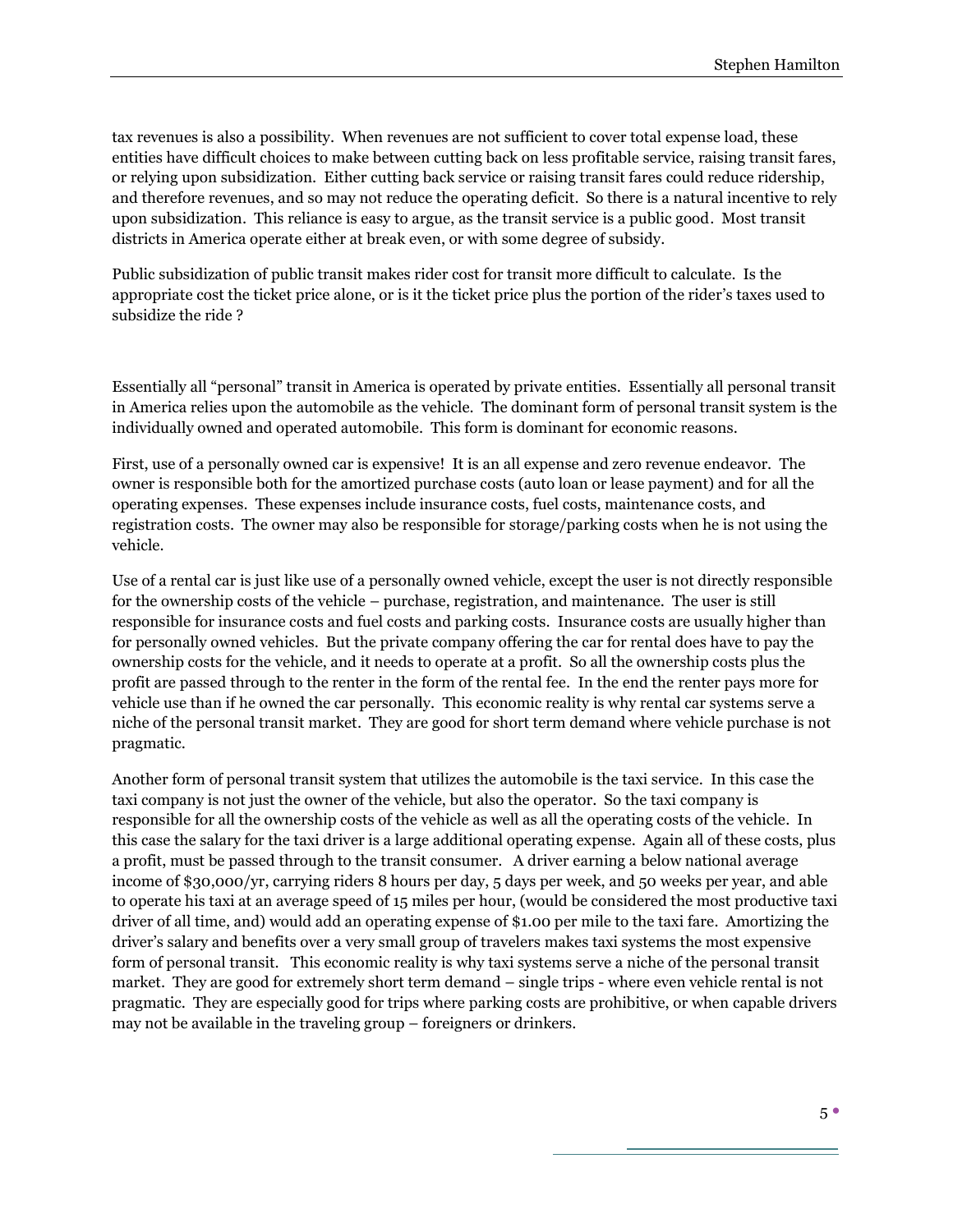tax revenues is also a possibility. When revenues are not sufficient to cover total expense load, these entities have difficult choices to make between cutting back on less profitable service, raising transit fares, or relying upon subsidization. Either cutting back service or raising transit fares could reduce ridership, and therefore revenues, and so may not reduce the operating deficit. So there is a natural incentive to rely upon subsidization. This reliance is easy to argue, as the transit service is a public good. Most transit districts in America operate either at break even, or with some degree of subsidy.

Public subsidization of public transit makes rider cost for transit more difficult to calculate. Is the appropriate cost the ticket price alone, or is it the ticket price plus the portion of the rider's taxes used to subsidize the ride ?

Essentially all "personal" transit in America is operated by private entities. Essentially all personal transit in America relies upon the automobile as the vehicle. The dominant form of personal transit system is the individually owned and operated automobile. This form is dominant for economic reasons.

First, use of a personally owned car is expensive! It is an all expense and zero revenue endeavor. The owner is responsible both for the amortized purchase costs (auto loan or lease payment) and for all the operating expenses. These expenses include insurance costs, fuel costs, maintenance costs, and registration costs. The owner may also be responsible for storage/parking costs when he is not using the vehicle.

Use of a rental car is just like use of a personally owned vehicle, except the user is not directly responsible for the ownership costs of the vehicle – purchase, registration, and maintenance. The user is still responsible for insurance costs and fuel costs and parking costs. Insurance costs are usually higher than for personally owned vehicles. But the private company offering the car for rental does have to pay the ownership costs for the vehicle, and it needs to operate at a profit. So all the ownership costs plus the profit are passed through to the renter in the form of the rental fee. In the end the renter pays more for vehicle use than if he owned the car personally. This economic reality is why rental car systems serve a niche of the personal transit market. They are good for short term demand where vehicle purchase is not pragmatic.

Another form of personal transit system that utilizes the automobile is the taxi service. In this case the taxi company is not just the owner of the vehicle, but also the operator. So the taxi company is responsible for all the ownership costs of the vehicle as well as all the operating costs of the vehicle. In this case the salary for the taxi driver is a large additional operating expense. Again all of these costs, plus a profit, must be passed through to the transit consumer. A driver earning a below national average income of $30,000/yr, carrying riders 8 hours per day, 5 days per week, and 50 weeks per year, and able to operate his taxi at an average speed of 15 miles per hour, (would be considered the most productive taxi driver of all time, and) would add an operating expense of $1.00 per mile to the taxi fare. Amortizing the driver's salary and benefits over a very small group of travelers makes taxi systems the most expensive form of personal transit. This economic reality is why taxi systems serve a niche of the personal transit market. They are good for extremely short term demand – single trips - where even vehicle rental is not pragmatic. They are especially good for trips where parking costs are prohibitive, or when capable drivers may not be available in the traveling group – foreigners or drinkers.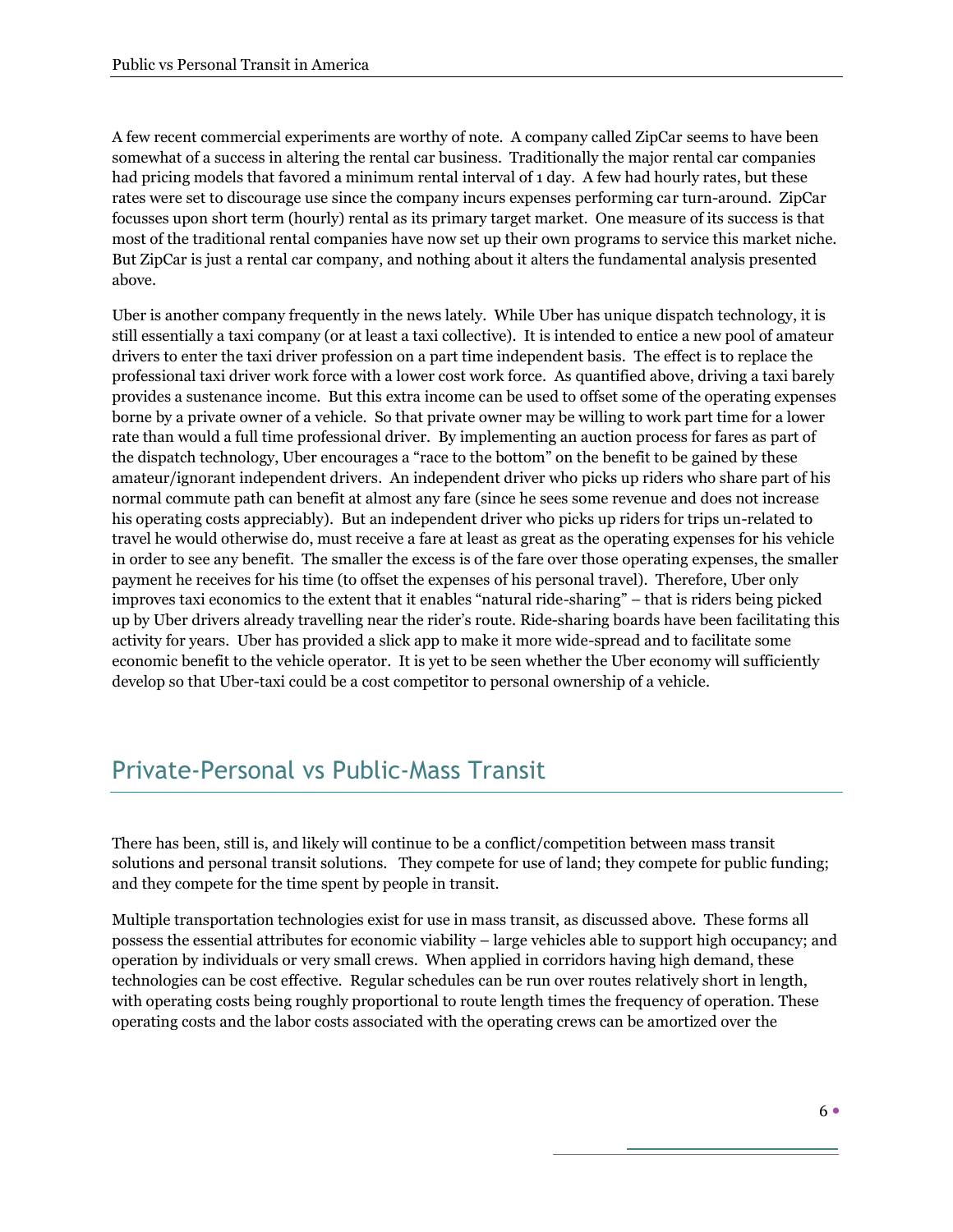A few recent commercial experiments are worthy of note. A company called ZipCar seems to have been somewhat of a success in altering the rental car business. Traditionally the major rental car companies had pricing models that favored a minimum rental interval of 1 day. A few had hourly rates, but these rates were set to discourage use since the company incurs expenses performing car turn-around. ZipCar focusses upon short term (hourly) rental as its primary target market. One measure of its success is that most of the traditional rental companies have now set up their own programs to service this market niche. But ZipCar is just a rental car company, and nothing about it alters the fundamental analysis presented above.

Uber is another company frequently in the news lately. While Uber has unique dispatch technology, it is still essentially a taxi company (or at least a taxi collective). It is intended to entice a new pool of amateur drivers to enter the taxi driver profession on a part time independent basis. The effect is to replace the professional taxi driver work force with a lower cost work force. As quantified above, driving a taxi barely provides a sustenance income. But this extra income can be used to offset some of the operating expenses borne by a private owner of a vehicle. So that private owner may be willing to work part time for a lower rate than would a full time professional driver. By implementing an auction process for fares as part of the dispatch technology, Uber encourages a "race to the bottom" on the benefit to be gained by these amateur/ignorant independent drivers. An independent driver who picks up riders who share part of his normal commute path can benefit at almost any fare (since he sees some revenue and does not increase his operating costs appreciably). But an independent driver who picks up riders for trips un-related to travel he would otherwise do, must receive a fare at least as great as the operating expenses for his vehicle in order to see any benefit. The smaller the excess is of the fare over those operating expenses, the smaller payment he receives for his time (to offset the expenses of his personal travel). Therefore, Uber only improves taxi economics to the extent that it enables "natural ride-sharing" – that is riders being picked up by Uber drivers already travelling near the rider's route. Ride-sharing boards have been facilitating this activity for years. Uber has provided a slick app to make it more wide-spread and to facilitate some economic benefit to the vehicle operator. It is yet to be seen whether the Uber economy will sufficiently develop so that Uber-taxi could be a cost competitor to personal ownership of a vehicle.

## Private-Personal vs Public-Mass Transit

There has been, still is, and likely will continue to be a conflict/competition between mass transit solutions and personal transit solutions. They compete for use of land; they compete for public funding; and they compete for the time spent by people in transit.

Multiple transportation technologies exist for use in mass transit, as discussed above. These forms all possess the essential attributes for economic viability – large vehicles able to support high occupancy; and operation by individuals or very small crews. When applied in corridors having high demand, these technologies can be cost effective. Regular schedules can be run over routes relatively short in length, with operating costs being roughly proportional to route length times the frequency of operation. These operating costs and the labor costs associated with the operating crews can be amortized over the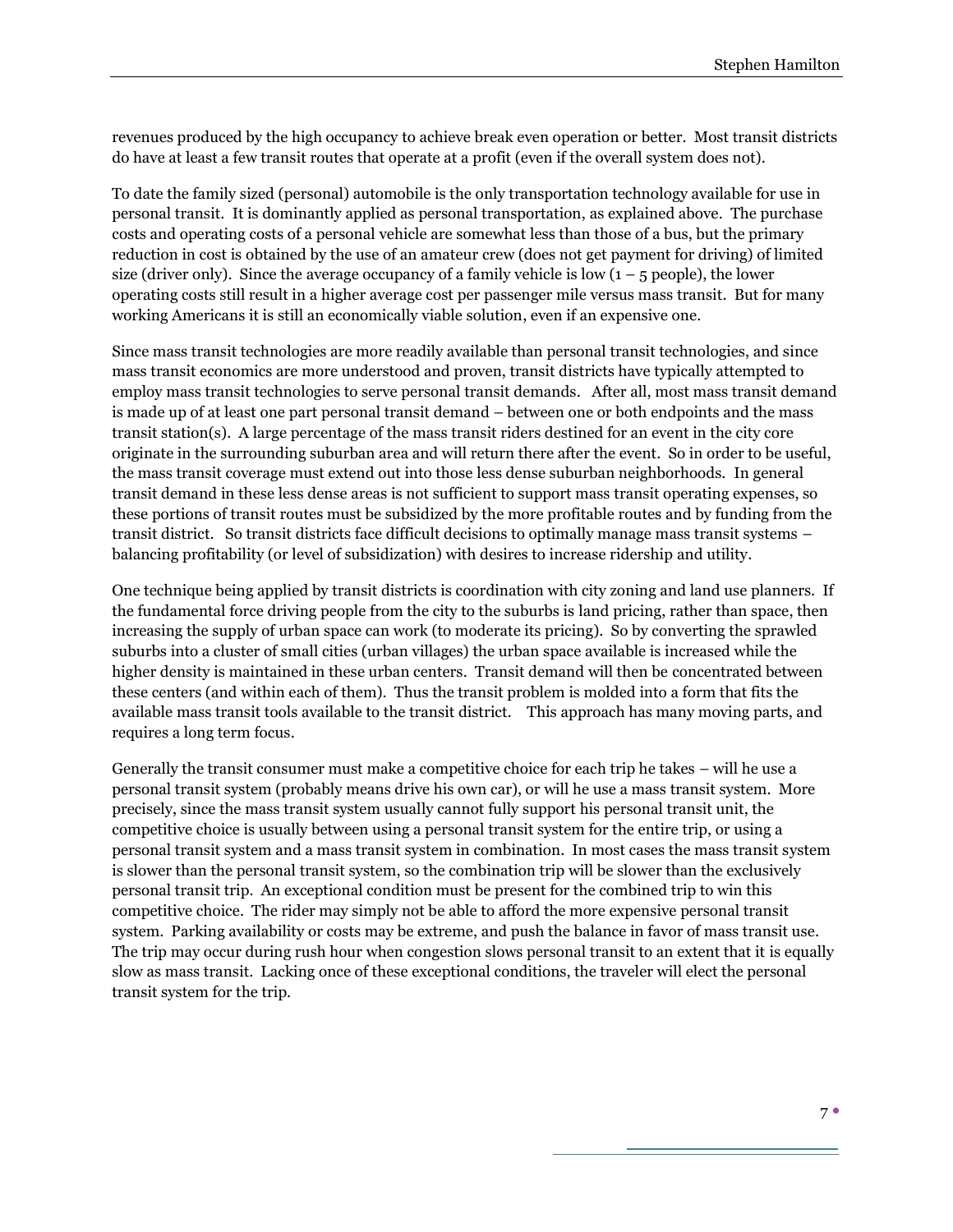revenues produced by the high occupancy to achieve break even operation or better. Most transit districts do have at least a few transit routes that operate at a profit (even if the overall system does not).

To date the family sized (personal) automobile is the only transportation technology available for use in personal transit. It is dominantly applied as personal transportation, as explained above. The purchase costs and operating costs of a personal vehicle are somewhat less than those of a bus, but the primary reduction in cost is obtained by the use of an amateur crew (does not get payment for driving) of limited size (driver only). Since the average occupancy of a family vehicle is low (1 – 5 people), the lower operating costs still result in a higher average cost per passenger mile versus mass transit. But for many working Americans it is still an economically viable solution, even if an expensive one.

Since mass transit technologies are more readily available than personal transit technologies, and since mass transit economics are more understood and proven, transit districts have typically attempted to employ mass transit technologies to serve personal transit demands. After all, most mass transit demand is made up of at least one part personal transit demand – between one or both endpoints and the mass transit station(s). A large percentage of the mass transit riders destined for an event in the city core originate in the surrounding suburban area and will return there after the event. So in order to be useful, the mass transit coverage must extend out into those less dense suburban neighborhoods. In general transit demand in these less dense areas is not sufficient to support mass transit operating expenses, so these portions of transit routes must be subsidized by the more profitable routes and by funding from the transit district. So transit districts face difficult decisions to optimally manage mass transit systems – balancing profitability (or level of subsidization) with desires to increase ridership and utility.

One technique being applied by transit districts is coordination with city zoning and land use planners. If the fundamental force driving people from the city to the suburbs is land pricing, rather than space, then increasing the supply of urban space can work (to moderate its pricing). So by converting the sprawled suburbs into a cluster of small cities (urban villages) the urban space available is increased while the higher density is maintained in these urban centers. Transit demand will then be concentrated between these centers (and within each of them). Thus the transit problem is molded into a form that fits the available mass transit tools available to the transit district. This approach has many moving parts, and requires a long term focus.

Generally the transit consumer must make a competitive choice for each trip he takes – will he use a personal transit system (probably means drive his own car), or will he use a mass transit system. More precisely, since the mass transit system usually cannot fully support his personal transit unit, the competitive choice is usually between using a personal transit system for the entire trip, or using a personal transit system and a mass transit system in combination. In most cases the mass transit system is slower than the personal transit system, so the combination trip will be slower than the exclusively personal transit trip. An exceptional condition must be present for the combined trip to win this competitive choice. The rider may simply not be able to afford the more expensive personal transit system. Parking availability or costs may be extreme, and push the balance in favor of mass transit use. The trip may occur during rush hour when congestion slows personal transit to an extent that it is equally slow as mass transit. Lacking once of these exceptional conditions, the traveler will elect the personal transit system for the trip.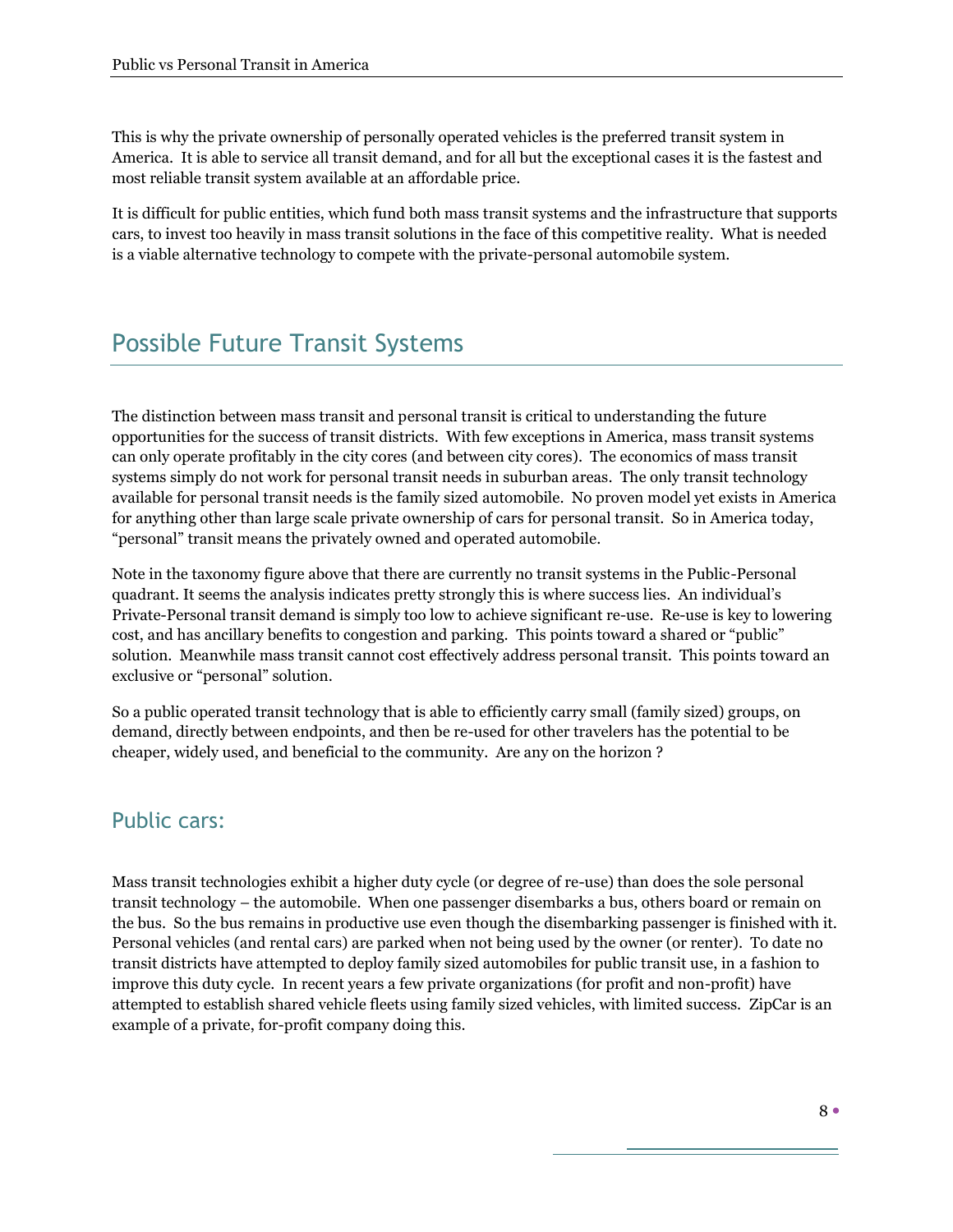This is why the private ownership of personally operated vehicles is the preferred transit system in America. It is able to service all transit demand, and for all but the exceptional cases it is the fastest and most reliable transit system available at an affordable price.

It is difficult for public entities, which fund both mass transit systems and the infrastructure that supports cars, to invest too heavily in mass transit solutions in the face of this competitive reality. What is needed is a viable alternative technology to compete with the private-personal automobile system.

## Possible Future Transit Systems

The distinction between mass transit and personal transit is critical to understanding the future opportunities for the success of transit districts. With few exceptions in America, mass transit systems can only operate profitably in the city cores (and between city cores). The economics of mass transit systems simply do not work for personal transit needs in suburban areas. The only transit technology available for personal transit needs is the family sized automobile. No proven model yet exists in America for anything other than large scale private ownership of cars for personal transit. So in America today, "personal" transit means the privately owned and operated automobile.

Note in the taxonomy figure above that there are currently no transit systems in the Public-Personal quadrant. It seems the analysis indicates pretty strongly this is where success lies. An individual's Private-Personal transit demand is simply too low to achieve significant re-use. Re-use is key to lowering cost, and has ancillary benefits to congestion and parking. This points toward a shared or "public" solution. Meanwhile mass transit cannot cost effectively address personal transit. This points toward an exclusive or "personal" solution.

So a public operated transit technology that is able to efficiently carry small (family sized) groups, on demand, directly between endpoints, and then be re-used for other travelers has the potential to be cheaper, widely used, and beneficial to the community. Are any on the horizon ?

### Public cars:

Mass transit technologies exhibit a higher duty cycle (or degree of re-use) than does the sole personal transit technology – the automobile. When one passenger disembarks a bus, others board or remain on the bus. So the bus remains in productive use even though the disembarking passenger is finished with it. Personal vehicles (and rental cars) are parked when not being used by the owner (or renter). To date no transit districts have attempted to deploy family sized automobiles for public transit use, in a fashion to improve this duty cycle. In recent years a few private organizations (for profit and non-profit) have attempted to establish shared vehicle fleets using family sized vehicles, with limited success. ZipCar is an example of a private, for-profit company doing this.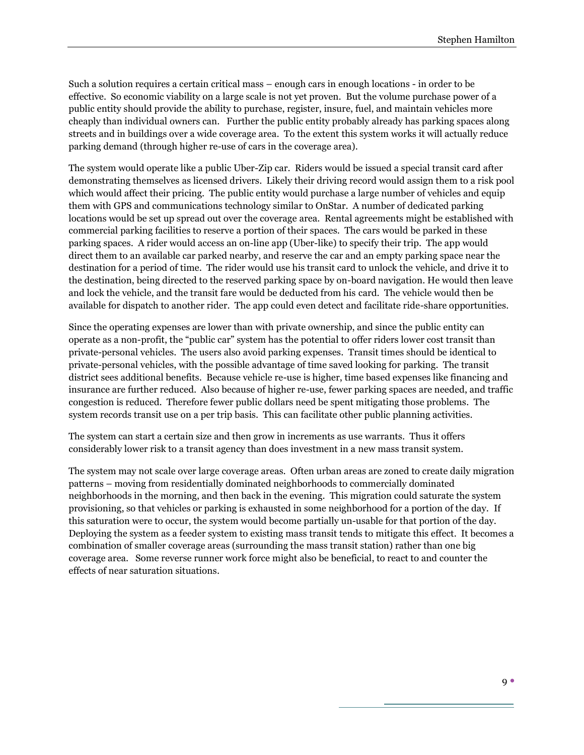Such a solution requires a certain critical mass – enough cars in enough locations - in order to be effective. So economic viability on a large scale is not yet proven. But the volume purchase power of a public entity should provide the ability to purchase, register, insure, fuel, and maintain vehicles more cheaply than individual owners can. Further the public entity probably already has parking spaces along streets and in buildings over a wide coverage area. To the extent this system works it will actually reduce parking demand (through higher re-use of cars in the coverage area).

The system would operate like a public Uber-Zip car. Riders would be issued a special transit card after demonstrating themselves as licensed drivers. Likely their driving record would assign them to a risk pool which would affect their pricing. The public entity would purchase a large number of vehicles and equip them with GPS and communications technology similar to OnStar. A number of dedicated parking locations would be set up spread out over the coverage area. Rental agreements might be established with commercial parking facilities to reserve a portion of their spaces. The cars would be parked in these parking spaces. A rider would access an on-line app (Uber-like) to specify their trip. The app would direct them to an available car parked nearby, and reserve the car and an empty parking space near the destination for a period of time. The rider would use his transit card to unlock the vehicle, and drive it to the destination, being directed to the reserved parking space by on-board navigation. He would then leave and lock the vehicle, and the transit fare would be deducted from his card. The vehicle would then be available for dispatch to another rider. The app could even detect and facilitate ride-share opportunities.

Since the operating expenses are lower than with private ownership, and since the public entity can operate as a non-profit, the "public car" system has the potential to offer riders lower cost transit than private-personal vehicles. The users also avoid parking expenses. Transit times should be identical to private-personal vehicles, with the possible advantage of time saved looking for parking. The transit district sees additional benefits. Because vehicle re-use is higher, time based expenses like financing and insurance are further reduced. Also because of higher re-use, fewer parking spaces are needed, and traffic congestion is reduced. Therefore fewer public dollars need be spent mitigating those problems. The system records transit use on a per trip basis. This can facilitate other public planning activities.

The system can start a certain size and then grow in increments as use warrants. Thus it offers considerably lower risk to a transit agency than does investment in a new mass transit system.

The system may not scale over large coverage areas. Often urban areas are zoned to create daily migration patterns – moving from residentially dominated neighborhoods to commercially dominated neighborhoods in the morning, and then back in the evening. This migration could saturate the system provisioning, so that vehicles or parking is exhausted in some neighborhood for a portion of the day. If this saturation were to occur, the system would become partially un-usable for that portion of the day. Deploying the system as a feeder system to existing mass transit tends to mitigate this effect. It becomes a combination of smaller coverage areas (surrounding the mass transit station) rather than one big coverage area. Some reverse runner work force might also be beneficial, to react to and counter the effects of near saturation situations.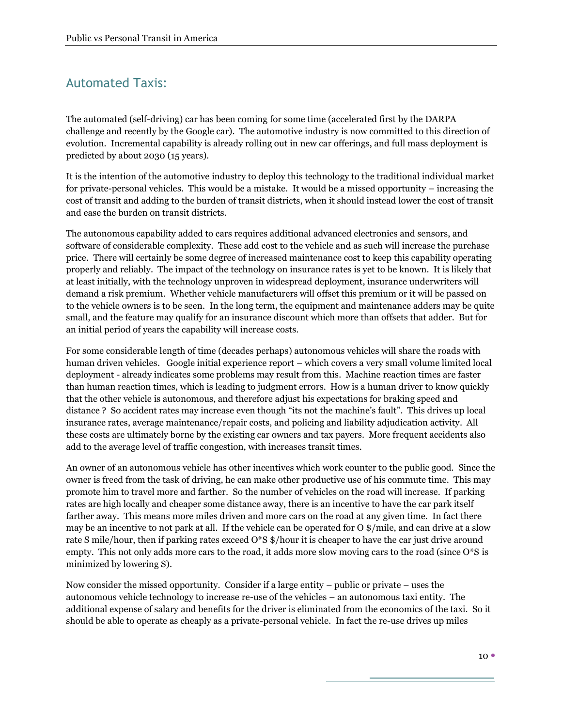## Automated Taxis:

The automated (self-driving) car has been coming for some time (accelerated first by the DARPA challenge and recently by the Google car). The automotive industry is now committed to this direction of evolution. Incremental capability is already rolling out in new car offerings, and full mass deployment is predicted by about 2030 (15 years).

It is the intention of the automotive industry to deploy this technology to the traditional individual market for private-personal vehicles. This would be a mistake. It would be a missed opportunity – increasing the cost of transit and adding to the burden of transit districts, when it should instead lower the cost of transit and ease the burden on transit districts.

The autonomous capability added to cars requires additional advanced electronics and sensors, and software of considerable complexity. These add cost to the vehicle and as such will increase the purchase price. There will certainly be some degree of increased maintenance cost to keep this capability operating properly and reliably. The impact of the technology on insurance rates is yet to be known. It is likely that at least initially, with the technology unproven in widespread deployment, insurance underwriters will demand a risk premium. Whether vehicle manufacturers will offset this premium or it will be passed on to the vehicle owners is to be seen. In the long term, the equipment and maintenance adders may be quite small, and the feature may qualify for an insurance discount which more than offsets that adder. But for an initial period of years the capability will increase costs.

For some considerable length of time (decades perhaps) autonomous vehicles will share the roads with human driven vehicles. Google initial experience report – which covers a very small volume limited local deployment - already indicates some problems may result from this. Machine reaction times are faster than human reaction times, which is leading to judgment errors. How is a human driver to know quickly that the other vehicle is autonomous, and therefore adjust his expectations for braking speed and distance ? So accident rates may increase even though "its not the machine's fault". This drives up local insurance rates, average maintenance/repair costs, and policing and liability adjudication activity. All these costs are ultimately borne by the existing car owners and tax payers. More frequent accidents also add to the average level of traffic congestion, with increases transit times.

An owner of an autonomous vehicle has other incentives which work counter to the public good. Since the owner is freed from the task of driving, he can make other productive use of his commute time. This may promote him to travel more and farther. So the number of vehicles on the road will increase. If parking rates are high locally and cheaper some distance away, there is an incentive to have the car park itself farther away. This means more miles driven and more cars on the road at any given time. In fact there may be an incentive to not park at all. If the vehicle can be operated for O $/mile, and can drive at a slow rate S mile/hour, then if parking rates exceed O*S $/hour it is cheaper to have the car just drive around empty. This not only adds more cars to the road, it adds more slow moving cars to the road (since O*S is minimized by lowering S).

Now consider the missed opportunity. Consider if a large entity – public or private – uses the autonomous vehicle technology to increase re-use of the vehicles – an autonomous taxi entity. The additional expense of salary and benefits for the driver is eliminated from the economics of the taxi. So it should be able to operate as cheaply as a private-personal vehicle. In fact the re-use drives up miles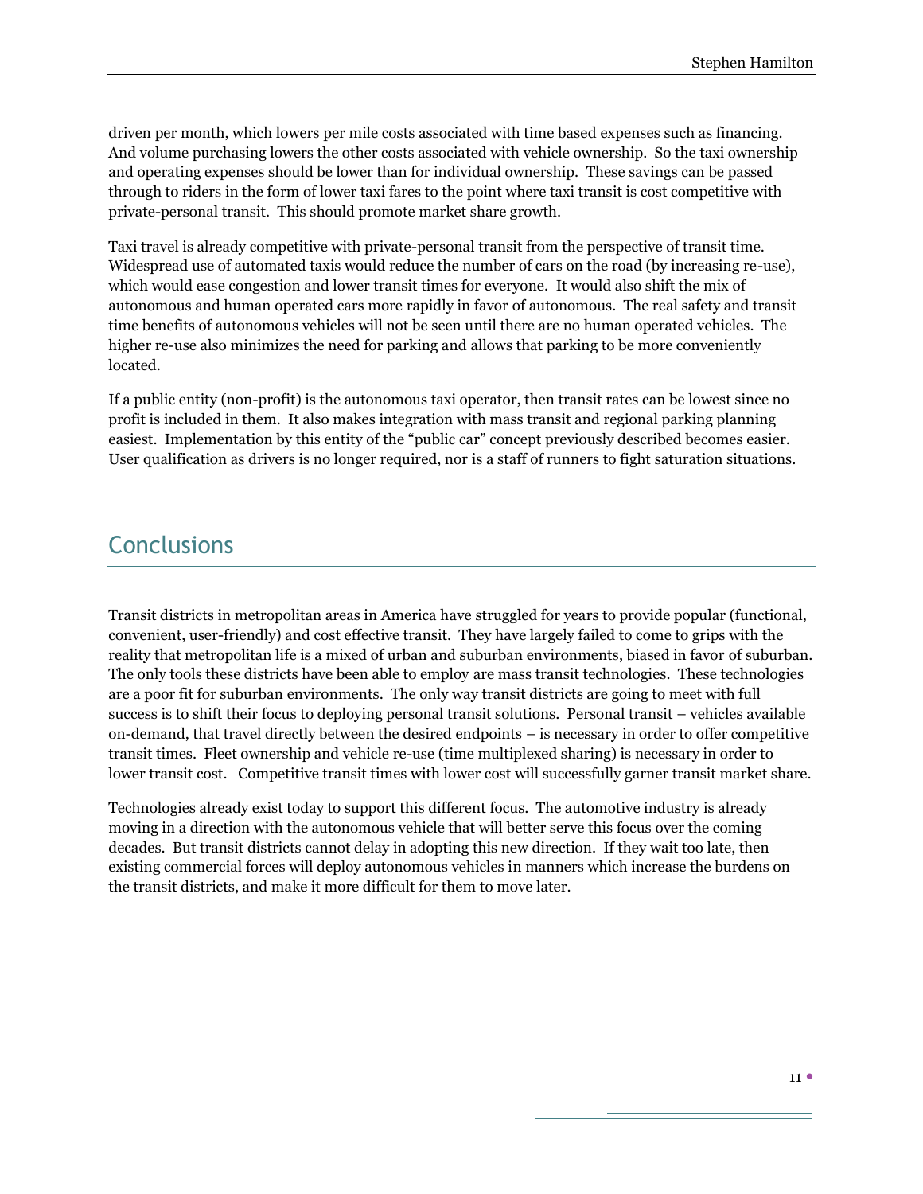driven per month, which lowers per mile costs associated with time based expenses such as financing. And volume purchasing lowers the other costs associated with vehicle ownership. So the taxi ownership and operating expenses should be lower than for individual ownership. These savings can be passed through to riders in the form of lower taxi fares to the point where taxi transit is cost competitive with private-personal transit. This should promote market share growth.

Taxi travel is already competitive with private-personal transit from the perspective of transit time. Widespread use of automated taxis would reduce the number of cars on the road (by increasing re-use), which would ease congestion and lower transit times for everyone. It would also shift the mix of autonomous and human operated cars more rapidly in favor of autonomous. The real safety and transit time benefits of autonomous vehicles will not be seen until there are no human operated vehicles. The higher re-use also minimizes the need for parking and allows that parking to be more conveniently located.

If a public entity (non-profit) is the autonomous taxi operator, then transit rates can be lowest since no profit is included in them. It also makes integration with mass transit and regional parking planning easiest. Implementation by this entity of the "public car" concept previously described becomes easier. User qualification as drivers is no longer required, nor is a staff of runners to fight saturation situations.

## Conclusions

Transit districts in metropolitan areas in America have struggled for years to provide popular (functional, convenient, user-friendly) and cost effective transit. They have largely failed to come to grips with the reality that metropolitan life is a mixed of urban and suburban environments, biased in favor of suburban. The only tools these districts have been able to employ are mass transit technologies. These technologies are a poor fit for suburban environments. The only way transit districts are going to meet with full success is to shift their focus to deploying personal transit solutions. Personal transit – vehicles available on-demand, that travel directly between the desired endpoints – is necessary in order to offer competitive transit times. Fleet ownership and vehicle re-use (time multiplexed sharing) is necessary in order to lower transit cost. Competitive transit times with lower cost will successfully garner transit market share.

Technologies already exist today to support this different focus. The automotive industry is already moving in a direction with the autonomous vehicle that will better serve this focus over the coming decades. But transit districts cannot delay in adopting this new direction. If they wait too late, then existing commercial forces will deploy autonomous vehicles in manners which increase the burdens on the transit districts, and make it more difficult for them to move later.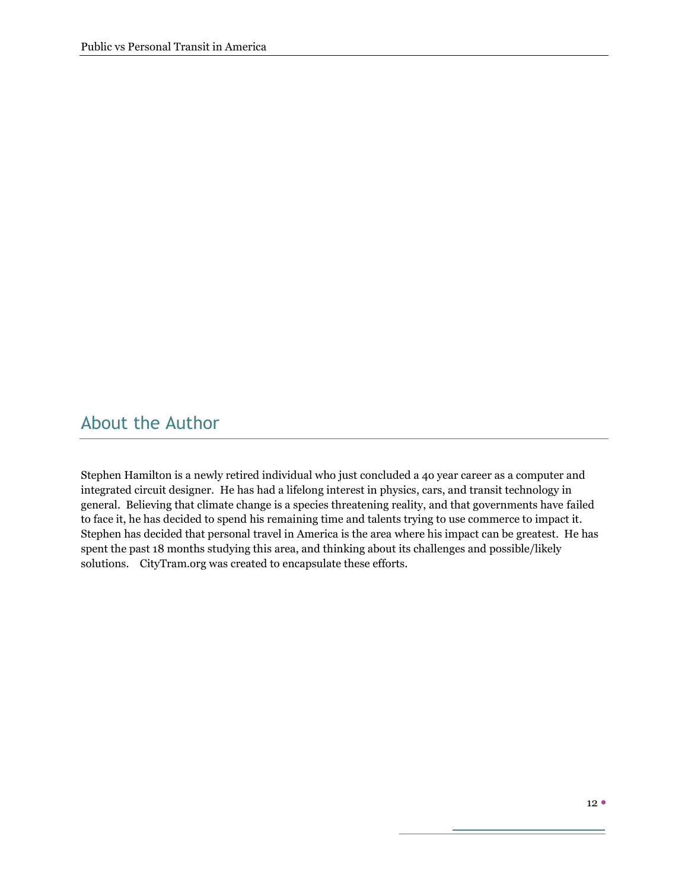## About the Author

Stephen Hamilton is a newly retired individual who just concluded a 40 year career as a computer and integrated circuit designer. He has had a lifelong interest in physics, cars, and transit technology in general. Believing that climate change is a species threatening reality, and that governments have failed to face it, he has decided to spend his remaining time and talents trying to use commerce to impact it. Stephen has decided that personal travel in America is the area where his impact can be greatest. He has spent the past 18 months studying this area, and thinking about its challenges and possible/likely solutions. CityTram.org was created to encapsulate these efforts.